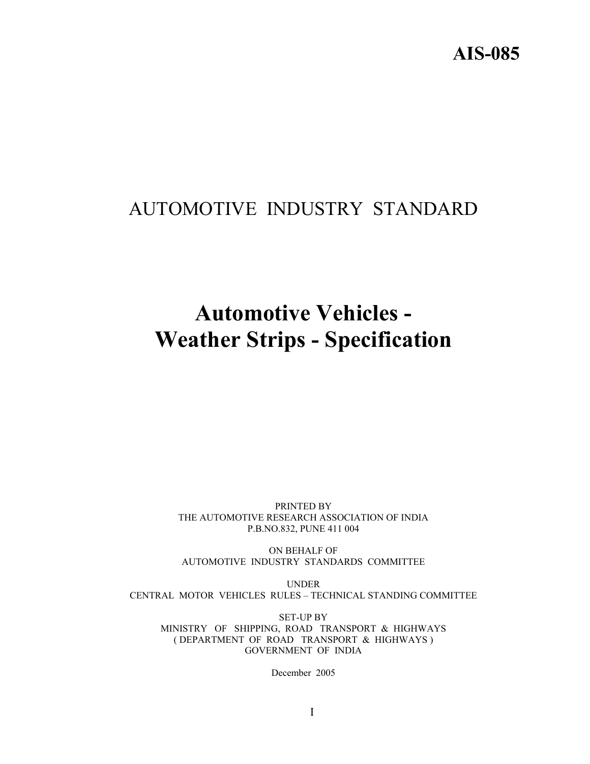**AIS-085**

AUTOMOTIVE INDUSTRY STANDARD

# Automotive Vehicles - Weather Strips - Specification

PRINTED BY
THE AUTOMOTIVE RESEARCH ASSOCIATION OF INDIA
P.B.NO.832, PUNE 411 004

ON BEHALF OF
AUTOMOTIVE INDUSTRY STANDARDS COMMITTEE

UNDER
CENTRAL MOTOR VEHICLES RULES – TECHNICAL STANDING COMMITTEE

SET-UP BY
MINISTRY OF SHIPPING, ROAD TRANSPORT & HIGHWAYS
( DEPARTMENT OF ROAD TRANSPORT & HIGHWAYS )
GOVERNMENT OF INDIA

December 2005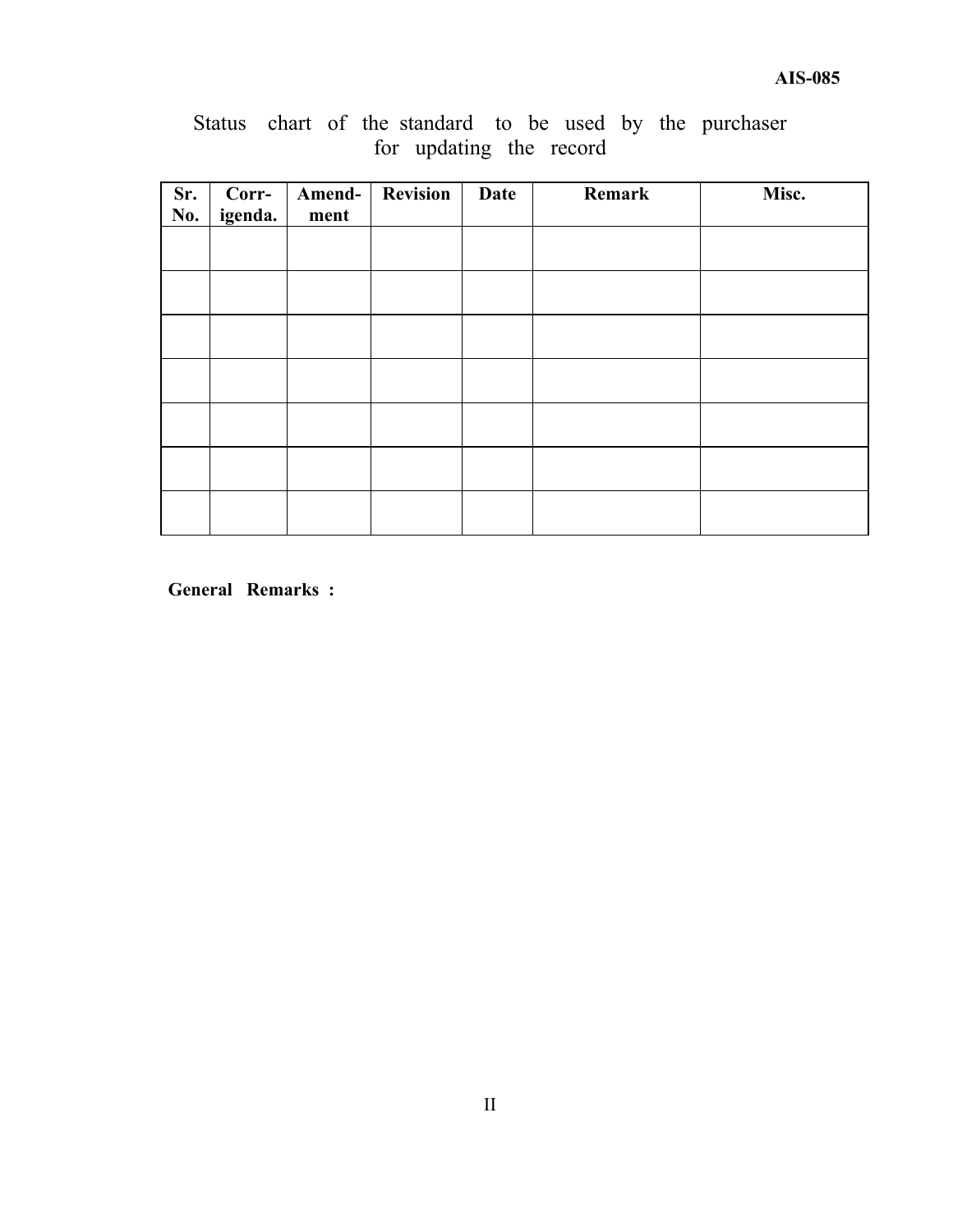Status chart of the standard to be used by the purchaser for updating the record

| Sr. No. | Corr-igenda. | Amend-ment | Revision | Date | Remark | Misc. |
|---|---|---|---|---|---|---|
| | | | | | | |
| | | | | | | |
| | | | | | | |
| | | | | | | |
| | | | | | | |
| | | | | | | |
| | | | | | | |

**General Remarks :**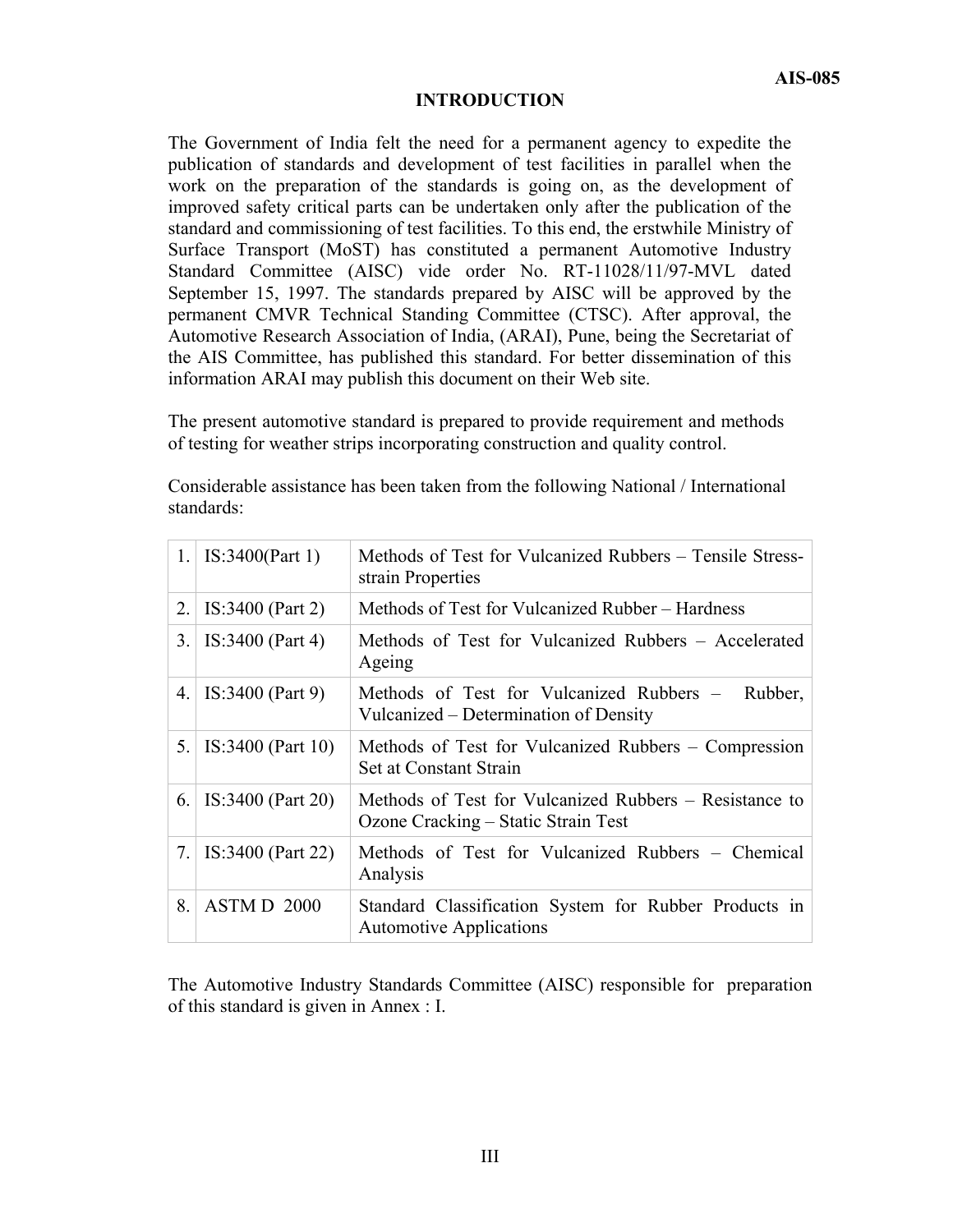# INTRODUCTION

The Government of India felt the need for a permanent agency to expedite the publication of standards and development of test facilities in parallel when the work on the preparation of the standards is going on, as the development of improved safety critical parts can be undertaken only after the publication of the standard and commissioning of test facilities. To this end, the erstwhile Ministry of Surface Transport (MoST) has constituted a permanent Automotive Industry Standard Committee (AISC) vide order No. RT-11028/11/97-MVL dated September 15, 1997. The standards prepared by AISC will be approved by the permanent CMVR Technical Standing Committee (CTSC). After approval, the Automotive Research Association of India, (ARAI), Pune, being the Secretariat of the AIS Committee, has published this standard. For better dissemination of this information ARAI may publish this document on their Web site.

The present automotive standard is prepared to provide requirement and methods of testing for weather strips incorporating construction and quality control.

Considerable assistance has been taken from the following National / International standards:

| | | |
|---|---|---|
| 1. | IS:3400(Part 1) | Methods of Test for Vulcanized Rubbers – Tensile Stress-strain Properties |
| 2. | IS:3400 (Part 2) | Methods of Test for Vulcanized Rubber – Hardness |
| 3. | IS:3400 (Part 4) | Methods of Test for Vulcanized Rubbers – Accelerated Ageing |
| 4. | IS:3400 (Part 9) | Methods of Test for Vulcanized Rubbers – Rubber, Vulcanized – Determination of Density |
| 5. | IS:3400 (Part 10) | Methods of Test for Vulcanized Rubbers – Compression Set at Constant Strain |
| 6. | IS:3400 (Part 20) | Methods of Test for Vulcanized Rubbers – Resistance to Ozone Cracking – Static Strain Test |
| 7. | IS:3400 (Part 22) | Methods of Test for Vulcanized Rubbers – Chemical Analysis |
| 8. | ASTM D 2000 | Standard Classification System for Rubber Products in Automotive Applications |

The Automotive Industry Standards Committee (AISC) responsible for preparation of this standard is given in Annex : I.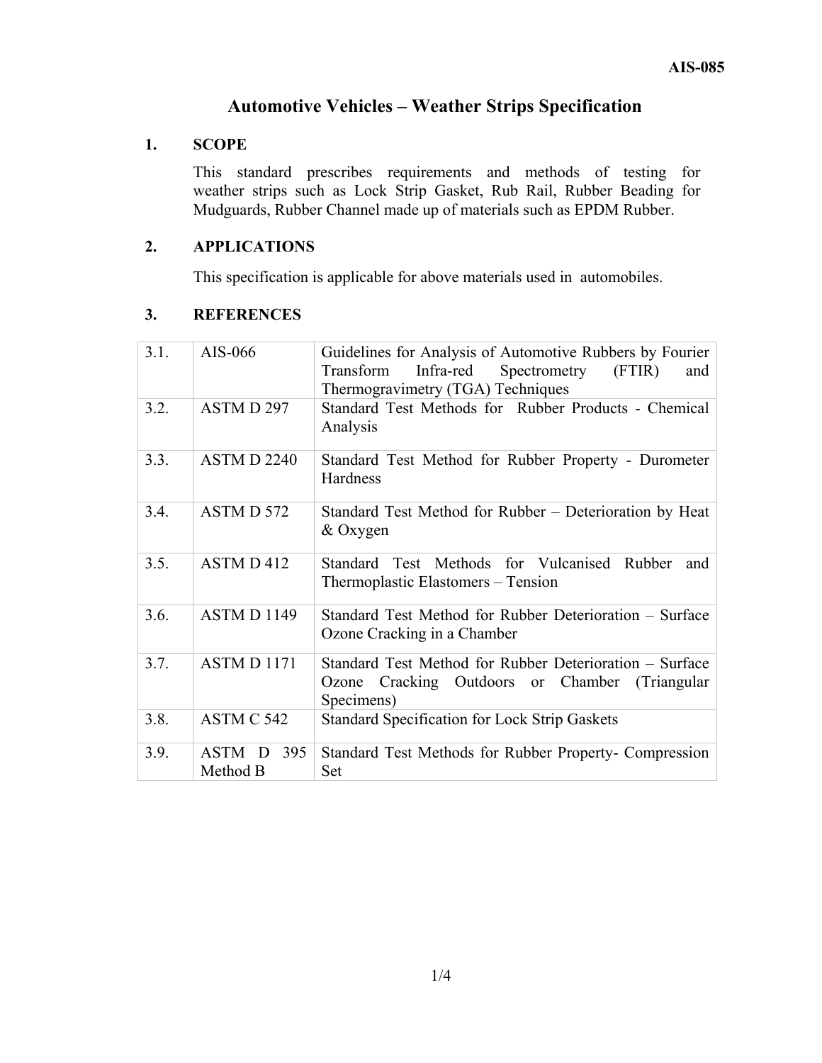# Automotive Vehicles – Weather Strips Specification

## 1. SCOPE

This standard prescribes requirements and methods of testing for weather strips such as Lock Strip Gasket, Rub Rail, Rubber Beading for Mudguards, Rubber Channel made up of materials such as EPDM Rubber.

## 2. APPLICATIONS

This specification is applicable for above materials used in automobiles.

## 3. REFERENCES

| | | |
|---|---|---|
| 3.1. | AIS-066 | Guidelines for Analysis of Automotive Rubbers by Fourier Transform Infra-red Spectrometry (FTIR) and Thermogravimetry (TGA) Techniques |
| 3.2. | ASTM D 297 | Standard Test Methods for Rubber Products - Chemical Analysis |
| 3.3. | ASTM D 2240 | Standard Test Method for Rubber Property - Durometer Hardness |
| 3.4. | ASTM D 572 | Standard Test Method for Rubber – Deterioration by Heat & Oxygen |
| 3.5. | ASTM D 412 | Standard Test Methods for Vulcanised Rubber and Thermoplastic Elastomers – Tension |
| 3.6. | ASTM D 1149 | Standard Test Method for Rubber Deterioration – Surface Ozone Cracking in a Chamber |
| 3.7. | ASTM D 1171 | Standard Test Method for Rubber Deterioration – Surface Ozone Cracking Outdoors or Chamber (Triangular Specimens) |
| 3.8. | ASTM C 542 | Standard Specification for Lock Strip Gaskets |
| 3.9. | ASTM D 395 Method B | Standard Test Methods for Rubber Property- Compression Set |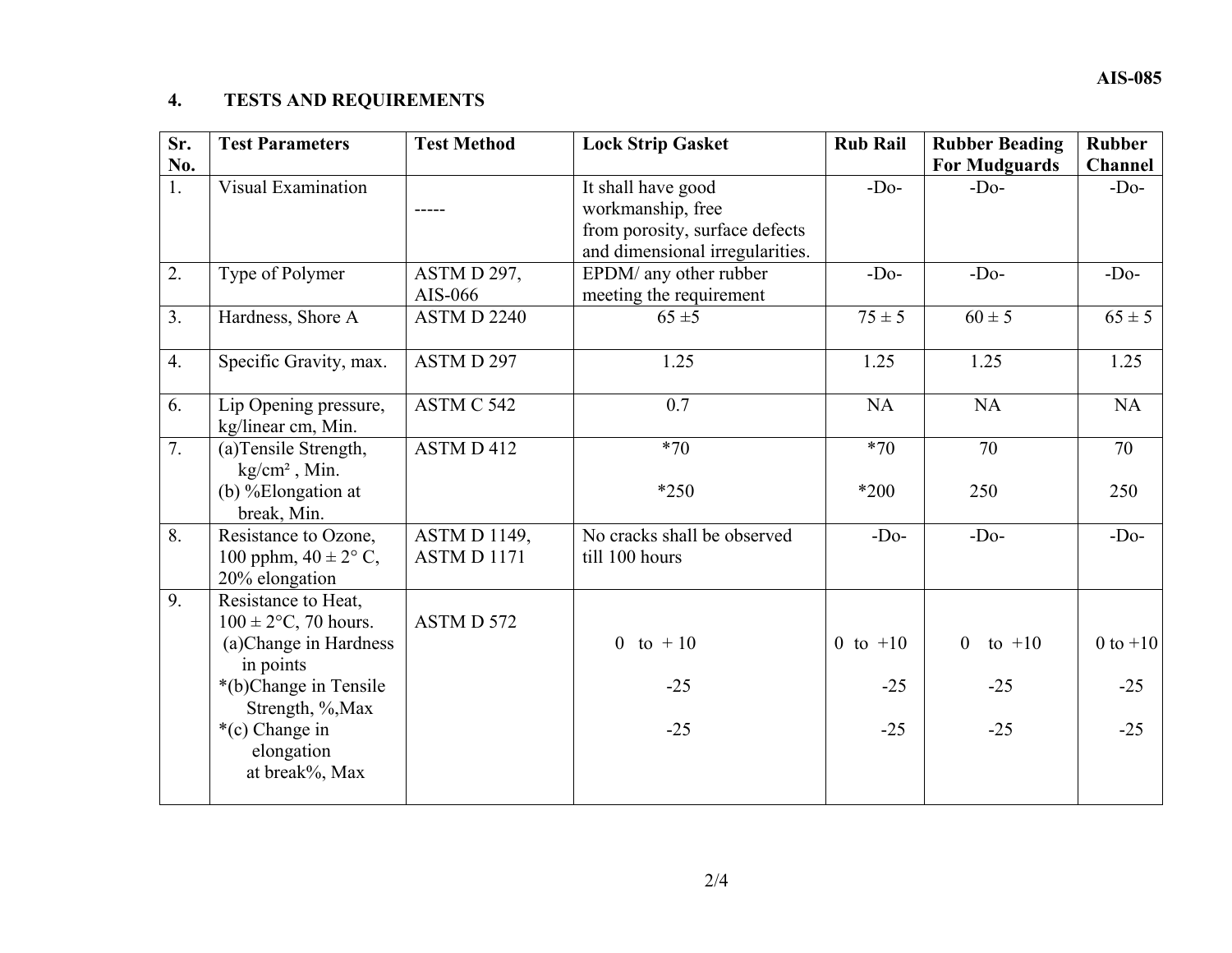## 4. TESTS AND REQUIREMENTS

| Sr. No. | Test Parameters | Test Method | Lock Strip Gasket | Rub Rail | Rubber Beading For Mudguards | Rubber Channel |
|---|---|---|---|---|---|---|
| 1. | Visual Examination | ----- | It shall have good workmanship, free from porosity, surface defects and dimensional irregularities. | -Do- | -Do- | -Do- |
| 2. | Type of Polymer | ASTM D 297, AIS-066 | EPDM/ any other rubber meeting the requirement | -Do- | -Do- | -Do- |
| 3. | Hardness, Shore A | ASTM D 2240 | 65 ±5 | 75 ± 5 | 60 ± 5 | 65 ± 5 |
| 4. | Specific Gravity, max. | ASTM D 297 | 1.25 | 1.25 | 1.25 | 1.25 |
| 6. | Lip Opening pressure, kg/linear cm, Min. | ASTM C 542 | 0.7 | NA | NA | NA |
| 7. | (a)Tensile Strength, kg/cm² , Min.<br>(b) %Elongation at break, Min. | ASTM D 412 | *70<br>*250 | *70<br>*200 | 70<br>250 | 70<br>250 |
| 8. | Resistance to Ozone, 100 pphm, 40 ± 2° C, 20% elongation | ASTM D 1149, ASTM D 1171 | No cracks shall be observed till 100 hours | -Do- | -Do- | -Do- |
| 9. | Resistance to Heat, 100 ± 2°C, 70 hours.<br>(a)Change in Hardness in points<br>*(b)Change in Tensile Strength, %,Max<br>*(c) Change in elongation at break%, Max | ASTM D 572 | 0 to + 10<br>-25<br>-25 | 0 to +10<br>-25<br>-25 | 0 to +10<br>-25<br>-25 | 0 to +10<br>-25<br>-25 |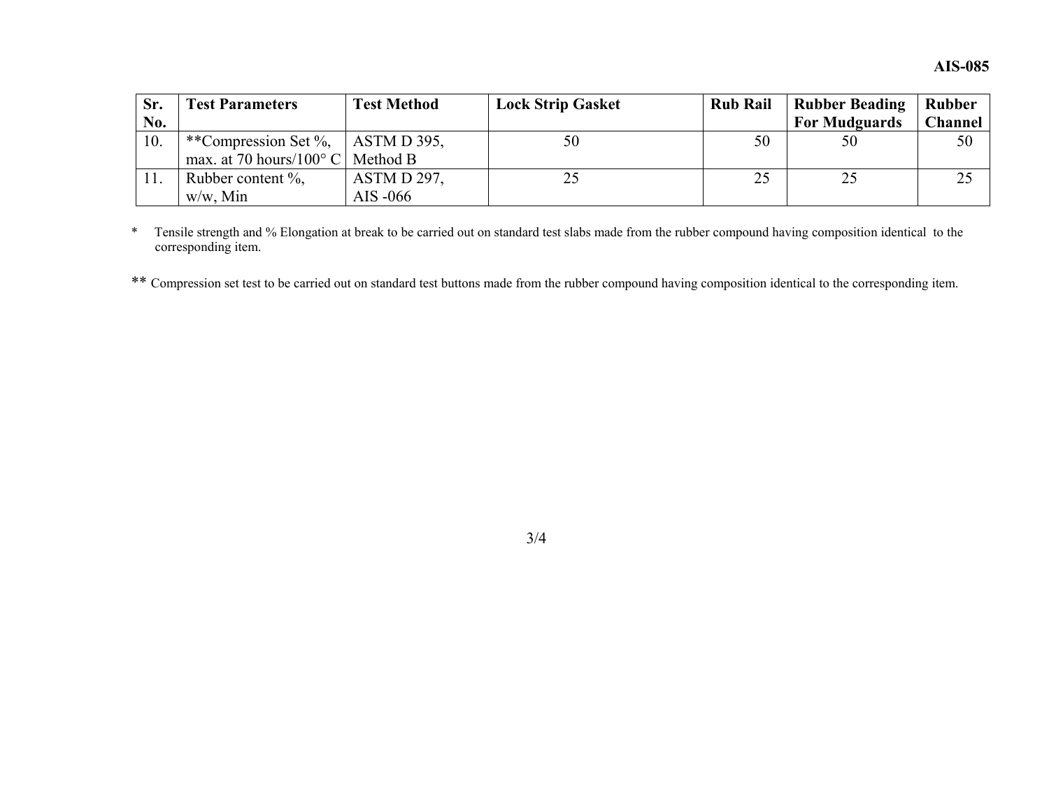| Sr. No. | Test Parameters | Test Method | Lock Strip Gasket | Rub Rail | Rubber Beading For Mudguards | Rubber Channel |
|---|---|---|---|---|---|---|
| 10. | **Compression Set %, max. at 70 hours/100° C | ASTM D 395, Method B | 50 | 50 | 50 | 50 |
| 11. | Rubber content %, w/w, Min | ASTM D 297, AIS -066 | 25 | 25 | 25 | 25 |

\* Tensile strength and % Elongation at break to be carried out on standard test slabs made from the rubber compound having composition identical to the corresponding item.

** Compression set test to be carried out on standard test buttons made from the rubber compound having composition identical to the corresponding item.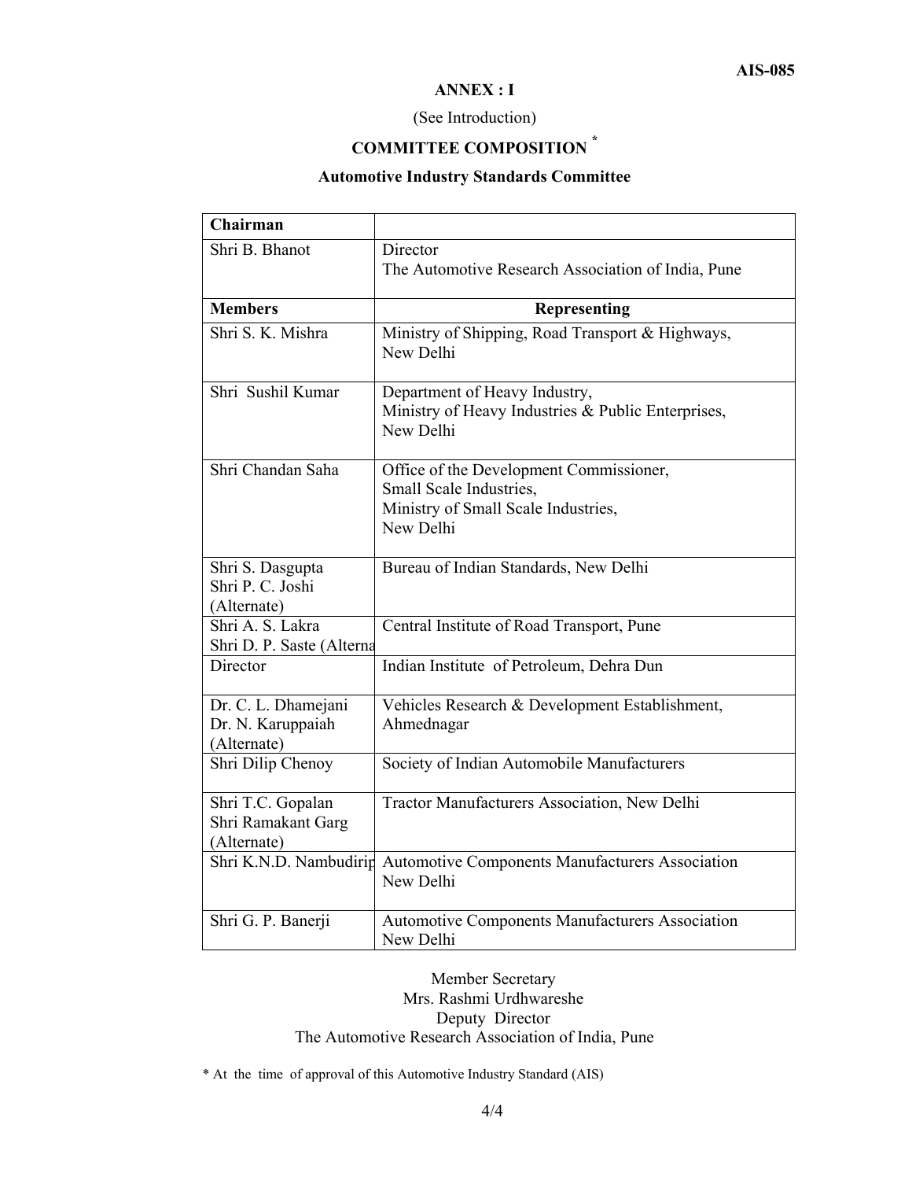## ANNEX : I

(See Introduction)

## COMMITTEE COMPOSITION *

### Automotive Industry Standards Committee

| **Chairman** | |
|---|---|
| Shri B. Bhanot | Director<br>The Automotive Research Association of India, Pune |
| **Members** | **Representing** |
| Shri S. K. Mishra | Ministry of Shipping, Road Transport & Highways, New Delhi |
| Shri Sushil Kumar | Department of Heavy Industry,<br>Ministry of Heavy Industries & Public Enterprises,<br>New Delhi |
| Shri Chandan Saha | Office of the Development Commissioner,<br>Small Scale Industries,<br>Ministry of Small Scale Industries,<br>New Delhi |
| Shri S. Dasgupta<br>Shri P. C. Joshi (Alternate) | Bureau of Indian Standards, New Delhi |
| Shri A. S. Lakra<br>Shri D. P. Saste (Alterna | Central Institute of Road Transport, Pune |
| Director | Indian Institute of Petroleum, Dehra Dun |
| Dr. C. L. Dhamejani<br>Dr. N. Karuppaiah (Alternate) | Vehicles Research & Development Establishment, Ahmednagar |
| Shri Dilip Chenoy | Society of Indian Automobile Manufacturers |
| Shri T.C. Gopalan<br>Shri Ramakant Garg (Alternate) | Tractor Manufacturers Association, New Delhi |
| Shri K.N.D. Nambudirip | Automotive Components Manufacturers Association New Delhi |
| Shri G. P. Banerji | Automotive Components Manufacturers Association New Delhi |

Member Secretary
Mrs. Rashmi Urdhwareshe
Deputy Director
The Automotive Research Association of India, Pune

* At the time of approval of this Automotive Industry Standard (AIS)